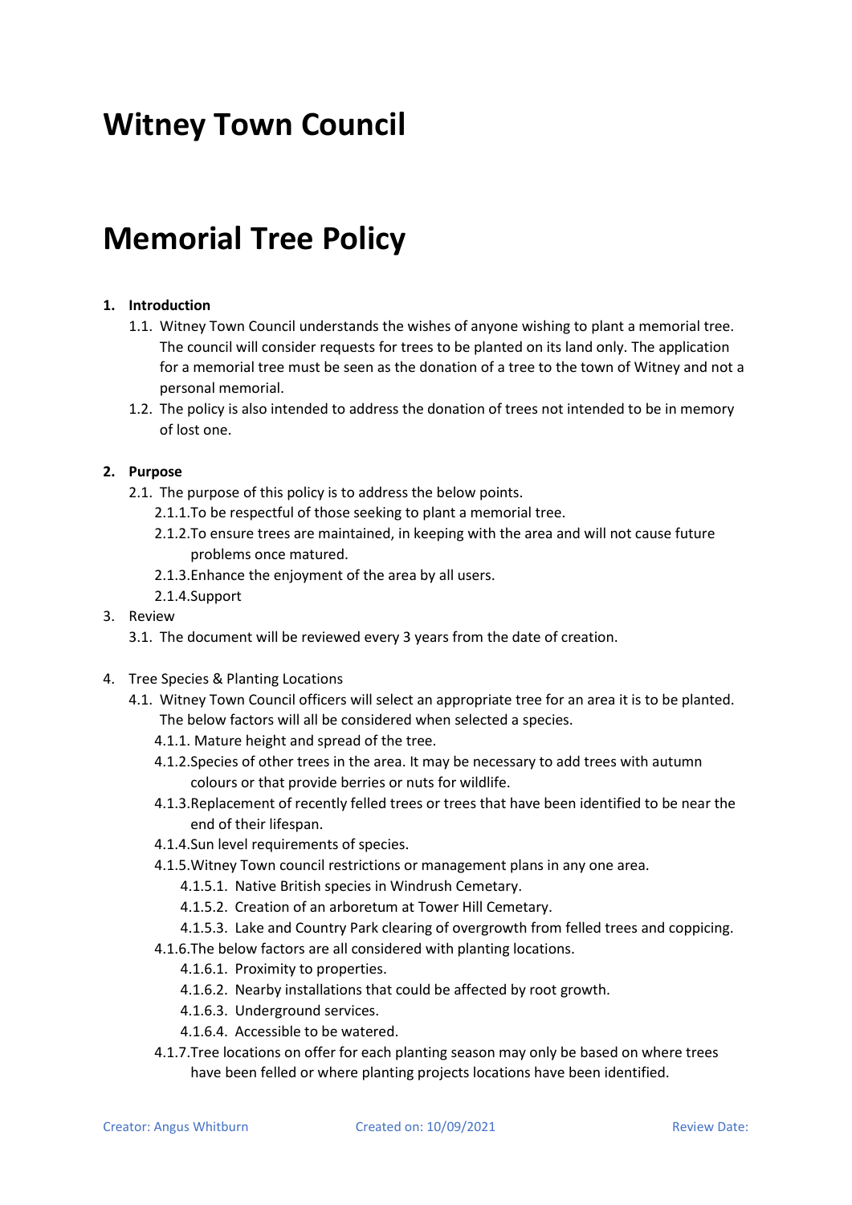# Witney Town Council

# Memorial Tree Policy

1. **Introduction**
    1.1. Witney Town Council understands the wishes of anyone wishing to plant a memorial tree. The council will consider requests for trees to be planted on its land only. The application for a memorial tree must be seen as the donation of a tree to the town of Witney and not a personal memorial.
    1.2. The policy is also intended to address the donation of trees not intended to be in memory of lost one.

2. **Purpose**
    2.1. The purpose of this policy is to address the below points.
        2.1.1. To be respectful of those seeking to plant a memorial tree.
        2.1.2. To ensure trees are maintained, in keeping with the area and will not cause future problems once matured.
        2.1.3. Enhance the enjoyment of the area by all users.
        2.1.4. Support

3. Review
    3.1. The document will be reviewed every 3 years from the date of creation.

4. Tree Species & Planting Locations
    4.1. Witney Town Council officers will select an appropriate tree for an area it is to be planted. The below factors will all be considered when selected a species.
        4.1.1. Mature height and spread of the tree.
        4.1.2. Species of other trees in the area. It may be necessary to add trees with autumn colours or that provide berries or nuts for wildlife.
        4.1.3. Replacement of recently felled trees or trees that have been identified to be near the end of their lifespan.
        4.1.4. Sun level requirements of species.
        4.1.5. Witney Town council restrictions or management plans in any one area.
            4.1.5.1. Native British species in Windrush Cemetary.
            4.1.5.2. Creation of an arboretum at Tower Hill Cemetary.
            4.1.5.3. Lake and Country Park clearing of overgrowth from felled trees and coppicing.
        4.1.6. The below factors are all considered with planting locations.
            4.1.6.1. Proximity to properties.
            4.1.6.2. Nearby installations that could be affected by root growth.
            4.1.6.3. Underground services.
            4.1.6.4. Accessible to be watered.
        4.1.7. Tree locations on offer for each planting season may only be based on where trees have been felled or where planting projects locations have been identified.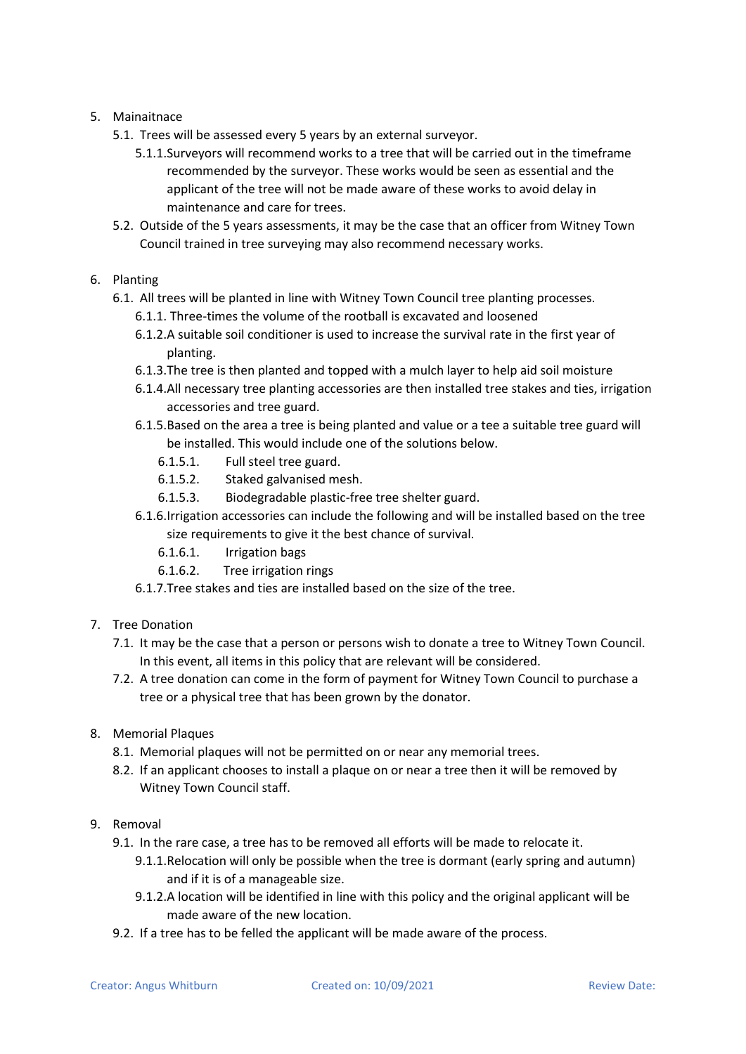5. Mainaitnace
    5.1. Trees will be assessed every 5 years by an external surveyor.
        5.1.1. Surveyors will recommend works to a tree that will be carried out in the timeframe recommended by the surveyor. These works would be seen as essential and the applicant of the tree will not be made aware of these works to avoid delay in maintenance and care for trees.
    5.2. Outside of the 5 years assessments, it may be the case that an officer from Witney Town Council trained in tree surveying may also recommend necessary works.

6. Planting
    6.1. All trees will be planted in line with Witney Town Council tree planting processes.
        6.1.1. Three-times the volume of the rootball is excavated and loosened
        6.1.2. A suitable soil conditioner is used to increase the survival rate in the first year of planting.
        6.1.3. The tree is then planted and topped with a mulch layer to help aid soil moisture
        6.1.4. All necessary tree planting accessories are then installed tree stakes and ties, irrigation accessories and tree guard.
        6.1.5. Based on the area a tree is being planted and value or a tee a suitable tree guard will be installed. This would include one of the solutions below.
            6.1.5.1. Full steel tree guard.
            6.1.5.2. Staked galvanised mesh.
            6.1.5.3. Biodegradable plastic-free tree shelter guard.
        6.1.6. Irrigation accessories can include the following and will be installed based on the tree size requirements to give it the best chance of survival.
            6.1.6.1. Irrigation bags
            6.1.6.2. Tree irrigation rings
        6.1.7. Tree stakes and ties are installed based on the size of the tree.

7. Tree Donation
    7.1. It may be the case that a person or persons wish to donate a tree to Witney Town Council. In this event, all items in this policy that are relevant will be considered.
    7.2. A tree donation can come in the form of payment for Witney Town Council to purchase a tree or a physical tree that has been grown by the donator.

8. Memorial Plaques
    8.1. Memorial plaques will not be permitted on or near any memorial trees.
    8.2. If an applicant chooses to install a plaque on or near a tree then it will be removed by Witney Town Council staff.

9. Removal
    9.1. In the rare case, a tree has to be removed all efforts will be made to relocate it.
        9.1.1. Relocation will only be possible when the tree is dormant (early spring and autumn) and if it is of a manageable size.
        9.1.2. A location will be identified in line with this policy and the original applicant will be made aware of the new location.
    9.2. If a tree has to be felled the applicant will be made aware of the process.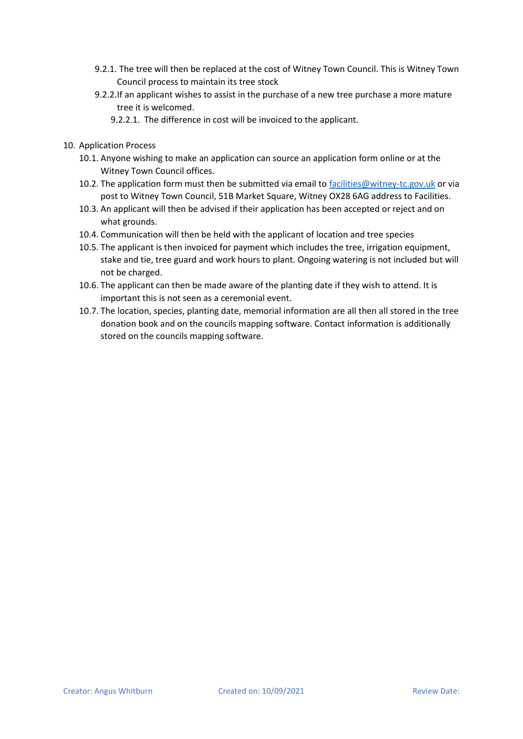9.2.1. The tree will then be replaced at the cost of Witney Town Council. This is Witney Town Council process to maintain its tree stock

9.2.2. If an applicant wishes to assist in the purchase of a new tree purchase a more mature tree it is welcomed.

9.2.2.1. The difference in cost will be invoiced to the applicant.

10. Application Process

10.1. Anyone wishing to make an application can source an application form online or at the Witney Town Council offices.

10.2. The application form must then be submitted via email to [facilities@witney-tc.gov.uk](mailto:facilities@witney-tc.gov.uk) or via post to Witney Town Council, 51B Market Square, Witney OX28 6AG address to Facilities.

10.3. An applicant will then be advised if their application has been accepted or reject and on what grounds.

10.4. Communication will then be held with the applicant of location and tree species

10.5. The applicant is then invoiced for payment which includes the tree, irrigation equipment, stake and tie, tree guard and work hours to plant. Ongoing watering is not included but will not be charged.

10.6. The applicant can then be made aware of the planting date if they wish to attend. It is important this is not seen as a ceremonial event.

10.7. The location, species, planting date, memorial information are all then all stored in the tree donation book and on the councils mapping software. Contact information is additionally stored on the councils mapping software.

Creator: Angus Whitburn Created on: 10/09/2021 Review Date: